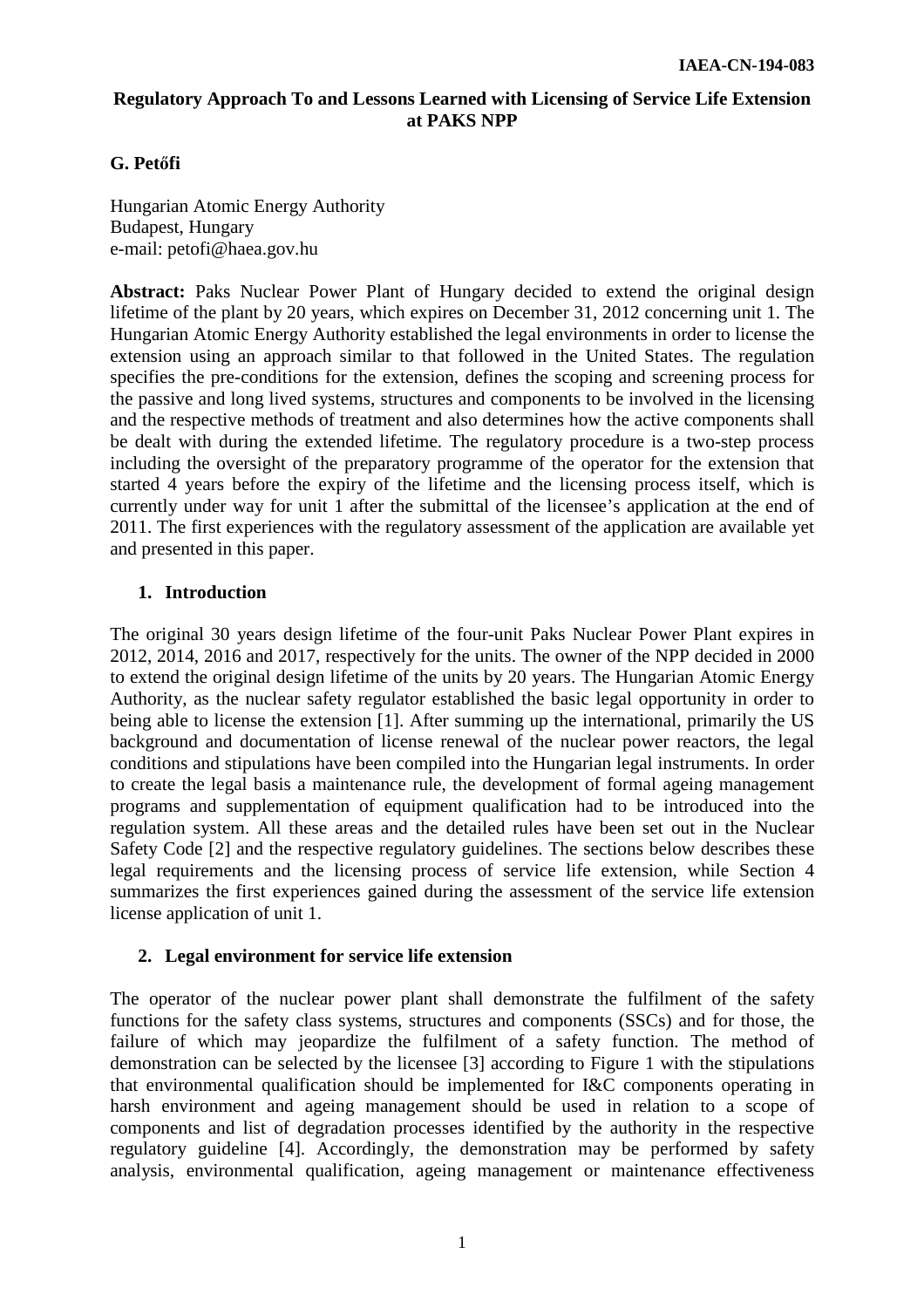IAEA-CN-194-083

# Regulatory Approach To and Lessons Learned with Licensing of Service Life Extension at PAKS NPP

**G. Petőfi**

Hungarian Atomic Energy Authority
Budapest, Hungary
e-mail: petofi@haea.gov.hu

**Abstract:** Paks Nuclear Power Plant of Hungary decided to extend the original design lifetime of the plant by 20 years, which expires on December 31, 2012 concerning unit 1. The Hungarian Atomic Energy Authority established the legal environments in order to license the extension using an approach similar to that followed in the United States. The regulation specifies the pre-conditions for the extension, defines the scoping and screening process for the passive and long lived systems, structures and components to be involved in the licensing and the respective methods of treatment and also determines how the active components shall be dealt with during the extended lifetime. The regulatory procedure is a two-step process including the oversight of the preparatory programme of the operator for the extension that started 4 years before the expiry of the lifetime and the licensing process itself, which is currently under way for unit 1 after the submittal of the licensee's application at the end of 2011. The first experiences with the regulatory assessment of the application are available yet and presented in this paper.

## 1. Introduction

The original 30 years design lifetime of the four-unit Paks Nuclear Power Plant expires in 2012, 2014, 2016 and 2017, respectively for the units. The owner of the NPP decided in 2000 to extend the original design lifetime of the units by 20 years. The Hungarian Atomic Energy Authority, as the nuclear safety regulator established the basic legal opportunity in order to being able to license the extension [1]. After summing up the international, primarily the US background and documentation of license renewal of the nuclear power reactors, the legal conditions and stipulations have been compiled into the Hungarian legal instruments. In order to create the legal basis a maintenance rule, the development of formal ageing management programs and supplementation of equipment qualification had to be introduced into the regulation system. All these areas and the detailed rules have been set out in the Nuclear Safety Code [2] and the respective regulatory guidelines. The sections below describes these legal requirements and the licensing process of service life extension, while Section 4 summarizes the first experiences gained during the assessment of the service life extension license application of unit 1.

## 2. Legal environment for service life extension

The operator of the nuclear power plant shall demonstrate the fulfilment of the safety functions for the safety class systems, structures and components (SSCs) and for those, the failure of which may jeopardize the fulfilment of a safety function. The method of demonstration can be selected by the licensee [3] according to Figure 1 with the stipulations that environmental qualification should be implemented for I&C components operating in harsh environment and ageing management should be used in relation to a scope of components and list of degradation processes identified by the authority in the respective regulatory guideline [4]. Accordingly, the demonstration may be performed by safety analysis, environmental qualification, ageing management or maintenance effectiveness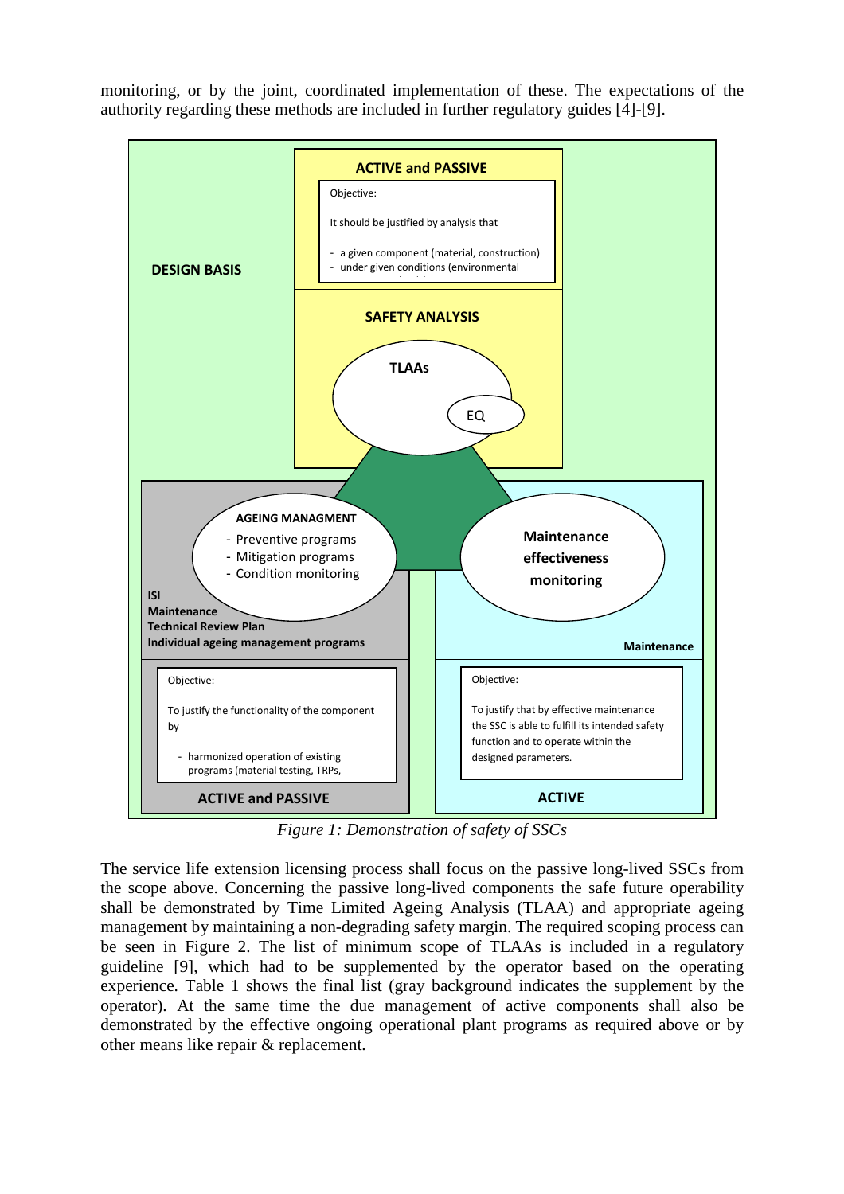monitoring, or by the joint, coordinated implementation of these. The expectations of the authority regarding these methods are included in further regulatory guides [4]-[9].

DESIGN BASIS

ACTIVE and PASSIVE

Objective:

It should be justified by analysis that

- a given component (material, construction)
- under given conditions (environmental

SAFETY ANALYSIS

TLAAs

EQ

AGEING MANAGMENT

- Preventive programs
- Mitigation programs
- Condition monitoring

ISI
Maintenance
Technical Review Plan
Individual ageing management programs

Objective:

To justify the functionality of the component by

- harmonized operation of existing programs (material testing, TRPs,

ACTIVE and PASSIVE

Maintenance effectiveness monitoring

Maintenance

Objective:

To justify that by effective maintenance the SSC is able to fulfill its intended safety function and to operate within the designed parameters.

ACTIVE

*Figure 1: Demonstration of safety of SSCs*

The service life extension licensing process shall focus on the passive long-lived SSCs from the scope above. Concerning the passive long-lived components the safe future operability shall be demonstrated by Time Limited Ageing Analysis (TLAA) and appropriate ageing management by maintaining a non-degrading safety margin. The required scoping process can be seen in Figure 2. The list of minimum scope of TLAAs is included in a regulatory guideline [9], which had to be supplemented by the operator based on the operating experience. Table 1 shows the final list (gray background indicates the supplement by the operator). At the same time the due management of active components shall also be demonstrated by the effective ongoing operational plant programs as required above or by other means like repair & replacement.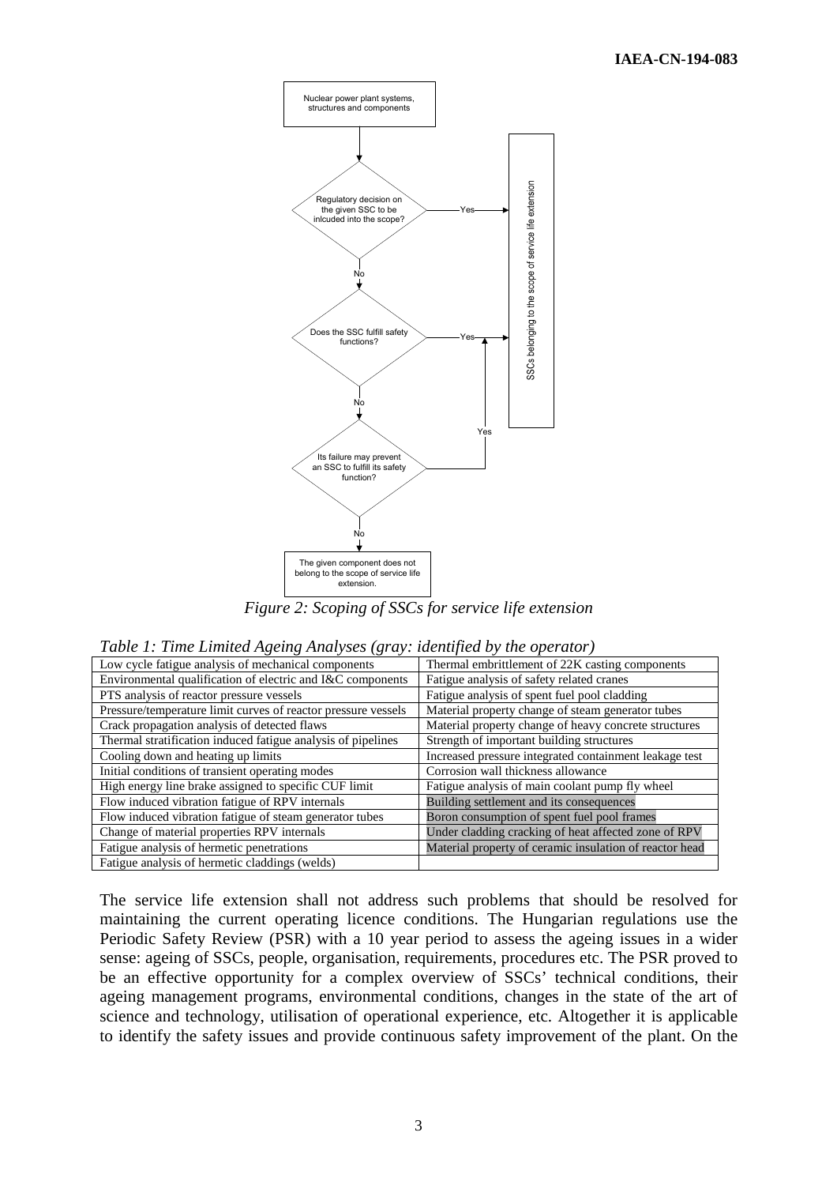Nuclear power plant systems, structures and components

Regulatory decision on the given SSC to be incuded into the scope? — Yes → SSCs belonging to the scope of service life extension

No

Does the SSC fulfill safety functions? — Yes → SSCs belonging to the scope of service life extension

No

Its failure may prevent an SSC to fulfill its safety function? — Yes → SSCs belonging to the scope of service life extension

No

The given component does not belong to the scope of service life extension.

*Figure 2: Scoping of SSCs for service life extension*

*Table 1: Time Limited Ageing Analyses (gray: identified by the operator)*

| | |
|---|---|
| Low cycle fatigue analysis of mechanical components | Thermal embrittlement of 22K casting components |
| Environmental qualification of electric and I&C components | Fatigue analysis of safety related cranes |
| PTS analysis of reactor pressure vessels | Fatigue analysis of spent fuel pool cladding |
| Pressure/temperature limit curves of reactor pressure vessels | Material property change of steam generator tubes |
| Crack propagation analysis of detected flaws | Material property change of heavy concrete structures |
| Thermal stratification induced fatigue analysis of pipelines | Strength of important building structures |
| Cooling down and heating up limits | Increased pressure integrated containment leakage test |
| Initial conditions of transient operating modes | Corrosion wall thickness allowance |
| High energy line brake assigned to specific CUF limit | Fatigue analysis of main coolant pump fly wheel |
| Flow induced vibration fatigue of RPV internals | Building settlement and its consequences |
| Flow induced vibration fatigue of steam generator tubes | Boron consumption of spent fuel pool frames |
| Change of material properties RPV internals | Under cladding cracking of heat affected zone of RPV |
| Fatigue analysis of hermetic penetrations | Material property of ceramic insulation of reactor head |
| Fatigue analysis of hermetic claddings (welds) | |

The service life extension shall not address such problems that should be resolved for maintaining the current operating licence conditions. The Hungarian regulations use the Periodic Safety Review (PSR) with a 10 year period to assess the ageing issues in a wider sense: ageing of SSCs, people, organisation, requirements, procedures etc. The PSR proved to be an effective opportunity for a complex overview of SSCs' technical conditions, their ageing management programs, environmental conditions, changes in the state of the art of science and technology, utilisation of operational experience, etc. Altogether it is applicable to identify the safety issues and provide continuous safety improvement of the plant. On the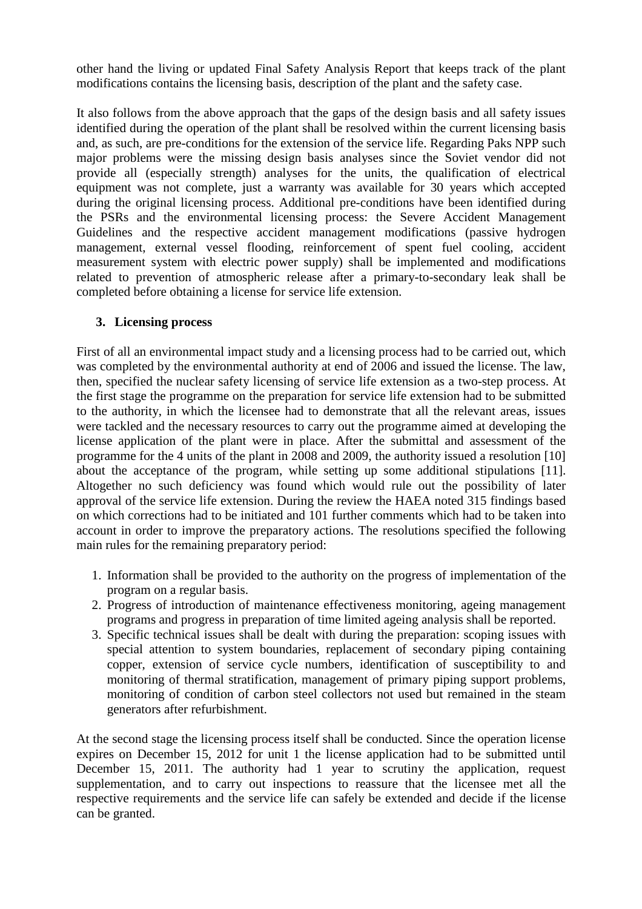other hand the living or updated Final Safety Analysis Report that keeps track of the plant modifications contains the licensing basis, description of the plant and the safety case.

It also follows from the above approach that the gaps of the design basis and all safety issues identified during the operation of the plant shall be resolved within the current licensing basis and, as such, are pre-conditions for the extension of the service life. Regarding Paks NPP such major problems were the missing design basis analyses since the Soviet vendor did not provide all (especially strength) analyses for the units, the qualification of electrical equipment was not complete, just a warranty was available for 30 years which accepted during the original licensing process. Additional pre-conditions have been identified during the PSRs and the environmental licensing process: the Severe Accident Management Guidelines and the respective accident management modifications (passive hydrogen management, external vessel flooding, reinforcement of spent fuel cooling, accident measurement system with electric power supply) shall be implemented and modifications related to prevention of atmospheric release after a primary-to-secondary leak shall be completed before obtaining a license for service life extension.

## 3. Licensing process

First of all an environmental impact study and a licensing process had to be carried out, which was completed by the environmental authority at end of 2006 and issued the license. The law, then, specified the nuclear safety licensing of service life extension as a two-step process. At the first stage the programme on the preparation for service life extension had to be submitted to the authority, in which the licensee had to demonstrate that all the relevant areas, issues were tackled and the necessary resources to carry out the programme aimed at developing the license application of the plant were in place. After the submittal and assessment of the programme for the 4 units of the plant in 2008 and 2009, the authority issued a resolution [10] about the acceptance of the program, while setting up some additional stipulations [11]. Altogether no such deficiency was found which would rule out the possibility of later approval of the service life extension. During the review the HAEA noted 315 findings based on which corrections had to be initiated and 101 further comments which had to be taken into account in order to improve the preparatory actions. The resolutions specified the following main rules for the remaining preparatory period:

1. Information shall be provided to the authority on the progress of implementation of the program on a regular basis.
2. Progress of introduction of maintenance effectiveness monitoring, ageing management programs and progress in preparation of time limited ageing analysis shall be reported.
3. Specific technical issues shall be dealt with during the preparation: scoping issues with special attention to system boundaries, replacement of secondary piping containing copper, extension of service cycle numbers, identification of susceptibility to and monitoring of thermal stratification, management of primary piping support problems, monitoring of condition of carbon steel collectors not used but remained in the steam generators after refurbishment.

At the second stage the licensing process itself shall be conducted. Since the operation license expires on December 15, 2012 for unit 1 the license application had to be submitted until December 15, 2011. The authority had 1 year to scrutiny the application, request supplementation, and to carry out inspections to reassure that the licensee met all the respective requirements and the service life can safely be extended and decide if the license can be granted.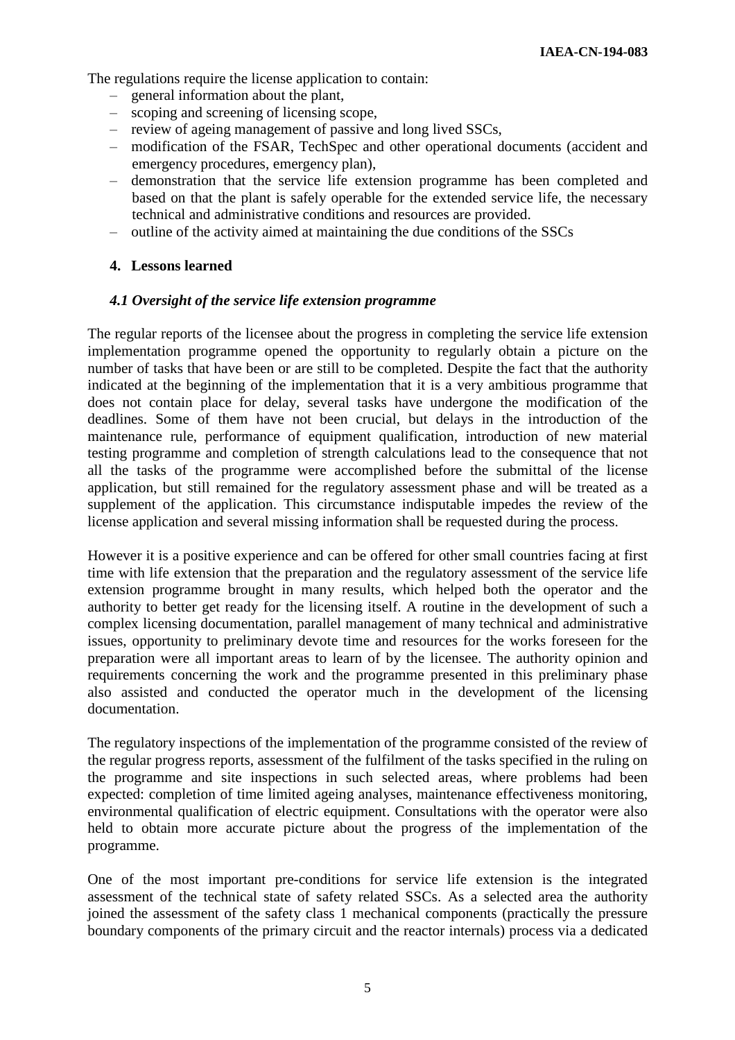The regulations require the license application to contain:

- general information about the plant,
- scoping and screening of licensing scope,
- review of ageing management of passive and long lived SSCs,
- modification of the FSAR, TechSpec and other operational documents (accident and emergency procedures, emergency plan),
- demonstration that the service life extension programme has been completed and based on that the plant is safely operable for the extended service life, the necessary technical and administrative conditions and resources are provided.
- outline of the activity aimed at maintaining the due conditions of the SSCs

## 4. Lessons learned

### *4.1 Oversight of the service life extension programme*

The regular reports of the licensee about the progress in completing the service life extension implementation programme opened the opportunity to regularly obtain a picture on the number of tasks that have been or are still to be completed. Despite the fact that the authority indicated at the beginning of the implementation that it is a very ambitious programme that does not contain place for delay, several tasks have undergone the modification of the deadlines. Some of them have not been crucial, but delays in the introduction of the maintenance rule, performance of equipment qualification, introduction of new material testing programme and completion of strength calculations lead to the consequence that not all the tasks of the programme were accomplished before the submittal of the license application, but still remained for the regulatory assessment phase and will be treated as a supplement of the application. This circumstance indisputable impedes the review of the license application and several missing information shall be requested during the process.

However it is a positive experience and can be offered for other small countries facing at first time with life extension that the preparation and the regulatory assessment of the service life extension programme brought in many results, which helped both the operator and the authority to better get ready for the licensing itself. A routine in the development of such a complex licensing documentation, parallel management of many technical and administrative issues, opportunity to preliminary devote time and resources for the works foreseen for the preparation were all important areas to learn of by the licensee. The authority opinion and requirements concerning the work and the programme presented in this preliminary phase also assisted and conducted the operator much in the development of the licensing documentation.

The regulatory inspections of the implementation of the programme consisted of the review of the regular progress reports, assessment of the fulfilment of the tasks specified in the ruling on the programme and site inspections in such selected areas, where problems had been expected: completion of time limited ageing analyses, maintenance effectiveness monitoring, environmental qualification of electric equipment. Consultations with the operator were also held to obtain more accurate picture about the progress of the implementation of the programme.

One of the most important pre-conditions for service life extension is the integrated assessment of the technical state of safety related SSCs. As a selected area the authority joined the assessment of the safety class 1 mechanical components (practically the pressure boundary components of the primary circuit and the reactor internals) process via a dedicated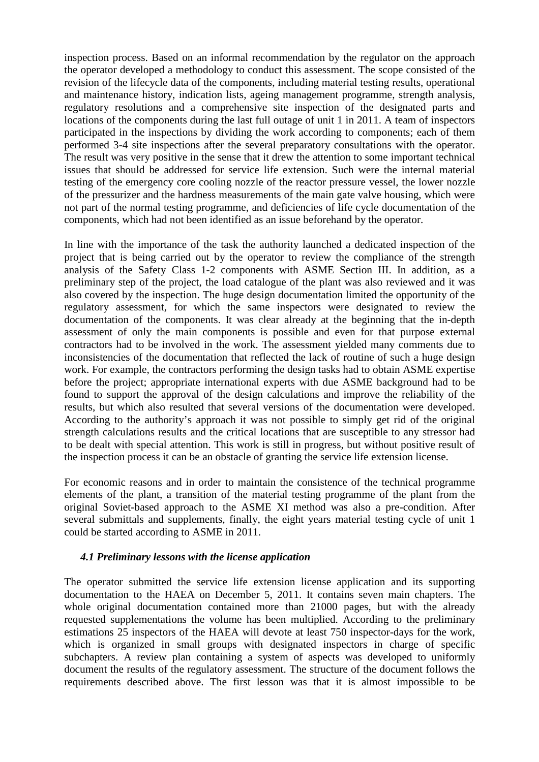inspection process. Based on an informal recommendation by the regulator on the approach the operator developed a methodology to conduct this assessment. The scope consisted of the revision of the lifecycle data of the components, including material testing results, operational and maintenance history, indication lists, ageing management programme, strength analysis, regulatory resolutions and a comprehensive site inspection of the designated parts and locations of the components during the last full outage of unit 1 in 2011. A team of inspectors participated in the inspections by dividing the work according to components; each of them performed 3-4 site inspections after the several preparatory consultations with the operator. The result was very positive in the sense that it drew the attention to some important technical issues that should be addressed for service life extension. Such were the internal material testing of the emergency core cooling nozzle of the reactor pressure vessel, the lower nozzle of the pressurizer and the hardness measurements of the main gate valve housing, which were not part of the normal testing programme, and deficiencies of life cycle documentation of the components, which had not been identified as an issue beforehand by the operator.

In line with the importance of the task the authority launched a dedicated inspection of the project that is being carried out by the operator to review the compliance of the strength analysis of the Safety Class 1-2 components with ASME Section III. In addition, as a preliminary step of the project, the load catalogue of the plant was also reviewed and it was also covered by the inspection. The huge design documentation limited the opportunity of the regulatory assessment, for which the same inspectors were designated to review the documentation of the components. It was clear already at the beginning that the in-depth assessment of only the main components is possible and even for that purpose external contractors had to be involved in the work. The assessment yielded many comments due to inconsistencies of the documentation that reflected the lack of routine of such a huge design work. For example, the contractors performing the design tasks had to obtain ASME expertise before the project; appropriate international experts with due ASME background had to be found to support the approval of the design calculations and improve the reliability of the results, but which also resulted that several versions of the documentation were developed. According to the authority's approach it was not possible to simply get rid of the original strength calculations results and the critical locations that are susceptible to any stressor had to be dealt with special attention. This work is still in progress, but without positive result of the inspection process it can be an obstacle of granting the service life extension license.

For economic reasons and in order to maintain the consistence of the technical programme elements of the plant, a transition of the material testing programme of the plant from the original Soviet-based approach to the ASME XI method was also a pre-condition. After several submittals and supplements, finally, the eight years material testing cycle of unit 1 could be started according to ASME in 2011.

### *4.1 Preliminary lessons with the license application*

The operator submitted the service life extension license application and its supporting documentation to the HAEA on December 5, 2011. It contains seven main chapters. The whole original documentation contained more than 21000 pages, but with the already requested supplementations the volume has been multiplied. According to the preliminary estimations 25 inspectors of the HAEA will devote at least 750 inspector-days for the work, which is organized in small groups with designated inspectors in charge of specific subchapters. A review plan containing a system of aspects was developed to uniformly document the results of the regulatory assessment. The structure of the document follows the requirements described above. The first lesson was that it is almost impossible to be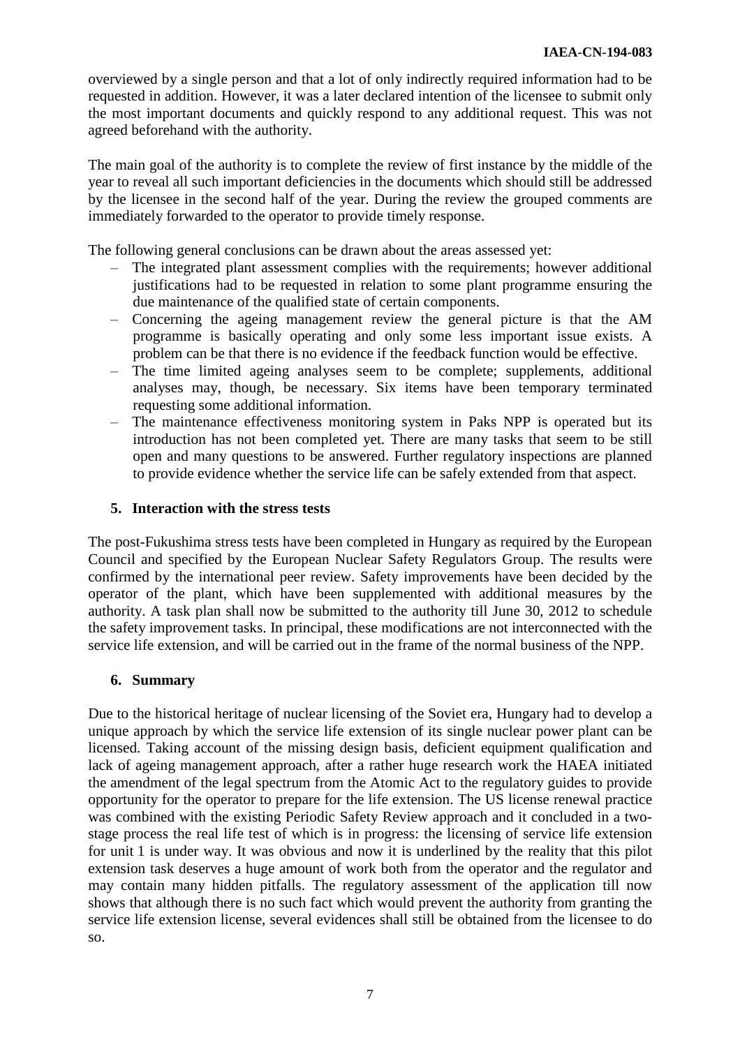overviewed by a single person and that a lot of only indirectly required information had to be requested in addition. However, it was a later declared intention of the licensee to submit only the most important documents and quickly respond to any additional request. This was not agreed beforehand with the authority.

The main goal of the authority is to complete the review of first instance by the middle of the year to reveal all such important deficiencies in the documents which should still be addressed by the licensee in the second half of the year. During the review the grouped comments are immediately forwarded to the operator to provide timely response.

The following general conclusions can be drawn about the areas assessed yet:

- The integrated plant assessment complies with the requirements; however additional justifications had to be requested in relation to some plant programme ensuring the due maintenance of the qualified state of certain components.
- Concerning the ageing management review the general picture is that the AM programme is basically operating and only some less important issue exists. A problem can be that there is no evidence if the feedback function would be effective.
- The time limited ageing analyses seem to be complete; supplements, additional analyses may, though, be necessary. Six items have been temporary terminated requesting some additional information.
- The maintenance effectiveness monitoring system in Paks NPP is operated but its introduction has not been completed yet. There are many tasks that seem to be still open and many questions to be answered. Further regulatory inspections are planned to provide evidence whether the service life can be safely extended from that aspect.

## 5. Interaction with the stress tests

The post-Fukushima stress tests have been completed in Hungary as required by the European Council and specified by the European Nuclear Safety Regulators Group. The results were confirmed by the international peer review. Safety improvements have been decided by the operator of the plant, which have been supplemented with additional measures by the authority. A task plan shall now be submitted to the authority till June 30, 2012 to schedule the safety improvement tasks. In principal, these modifications are not interconnected with the service life extension, and will be carried out in the frame of the normal business of the NPP.

## 6. Summary

Due to the historical heritage of nuclear licensing of the Soviet era, Hungary had to develop a unique approach by which the service life extension of its single nuclear power plant can be licensed. Taking account of the missing design basis, deficient equipment qualification and lack of ageing management approach, after a rather huge research work the HAEA initiated the amendment of the legal spectrum from the Atomic Act to the regulatory guides to provide opportunity for the operator to prepare for the life extension. The US license renewal practice was combined with the existing Periodic Safety Review approach and it concluded in a two-stage process the real life test of which is in progress: the licensing of service life extension for unit 1 is under way. It was obvious and now it is underlined by the reality that this pilot extension task deserves a huge amount of work both from the operator and the regulator and may contain many hidden pitfalls. The regulatory assessment of the application till now shows that although there is no such fact which would prevent the authority from granting the service life extension license, several evidences shall still be obtained from the licensee to do so.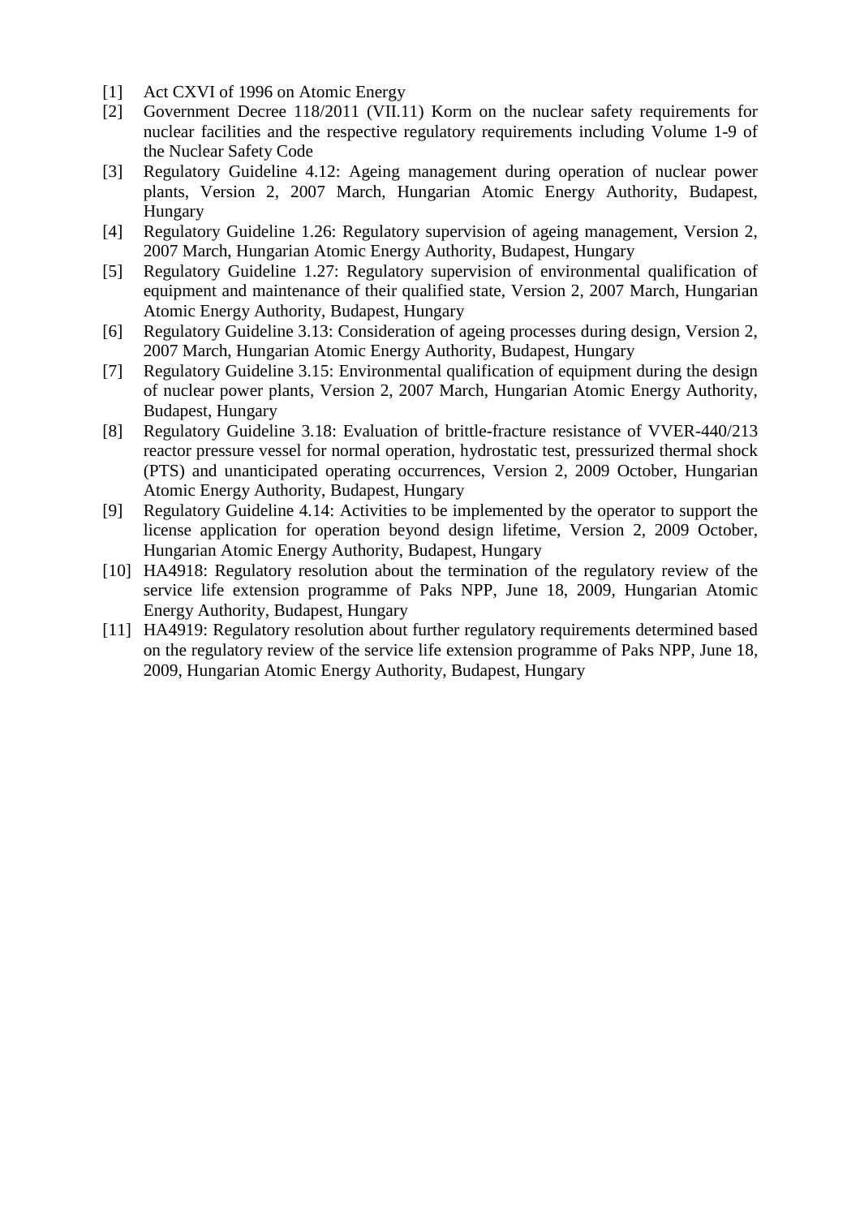[1] Act CXVI of 1996 on Atomic Energy

[2] Government Decree 118/2011 (VII.11) Korm on the nuclear safety requirements for nuclear facilities and the respective regulatory requirements including Volume 1-9 of the Nuclear Safety Code

[3] Regulatory Guideline 4.12: Ageing management during operation of nuclear power plants, Version 2, 2007 March, Hungarian Atomic Energy Authority, Budapest, Hungary

[4] Regulatory Guideline 1.26: Regulatory supervision of ageing management, Version 2, 2007 March, Hungarian Atomic Energy Authority, Budapest, Hungary

[5] Regulatory Guideline 1.27: Regulatory supervision of environmental qualification of equipment and maintenance of their qualified state, Version 2, 2007 March, Hungarian Atomic Energy Authority, Budapest, Hungary

[6] Regulatory Guideline 3.13: Consideration of ageing processes during design, Version 2, 2007 March, Hungarian Atomic Energy Authority, Budapest, Hungary

[7] Regulatory Guideline 3.15: Environmental qualification of equipment during the design of nuclear power plants, Version 2, 2007 March, Hungarian Atomic Energy Authority, Budapest, Hungary

[8] Regulatory Guideline 3.18: Evaluation of brittle-fracture resistance of VVER-440/213 reactor pressure vessel for normal operation, hydrostatic test, pressurized thermal shock (PTS) and unanticipated operating occurrences, Version 2, 2009 October, Hungarian Atomic Energy Authority, Budapest, Hungary

[9] Regulatory Guideline 4.14: Activities to be implemented by the operator to support the license application for operation beyond design lifetime, Version 2, 2009 October, Hungarian Atomic Energy Authority, Budapest, Hungary

[10] HA4918: Regulatory resolution about the termination of the regulatory review of the service life extension programme of Paks NPP, June 18, 2009, Hungarian Atomic Energy Authority, Budapest, Hungary

[11] HA4919: Regulatory resolution about further regulatory requirements determined based on the regulatory review of the service life extension programme of Paks NPP, June 18, 2009, Hungarian Atomic Energy Authority, Budapest, Hungary